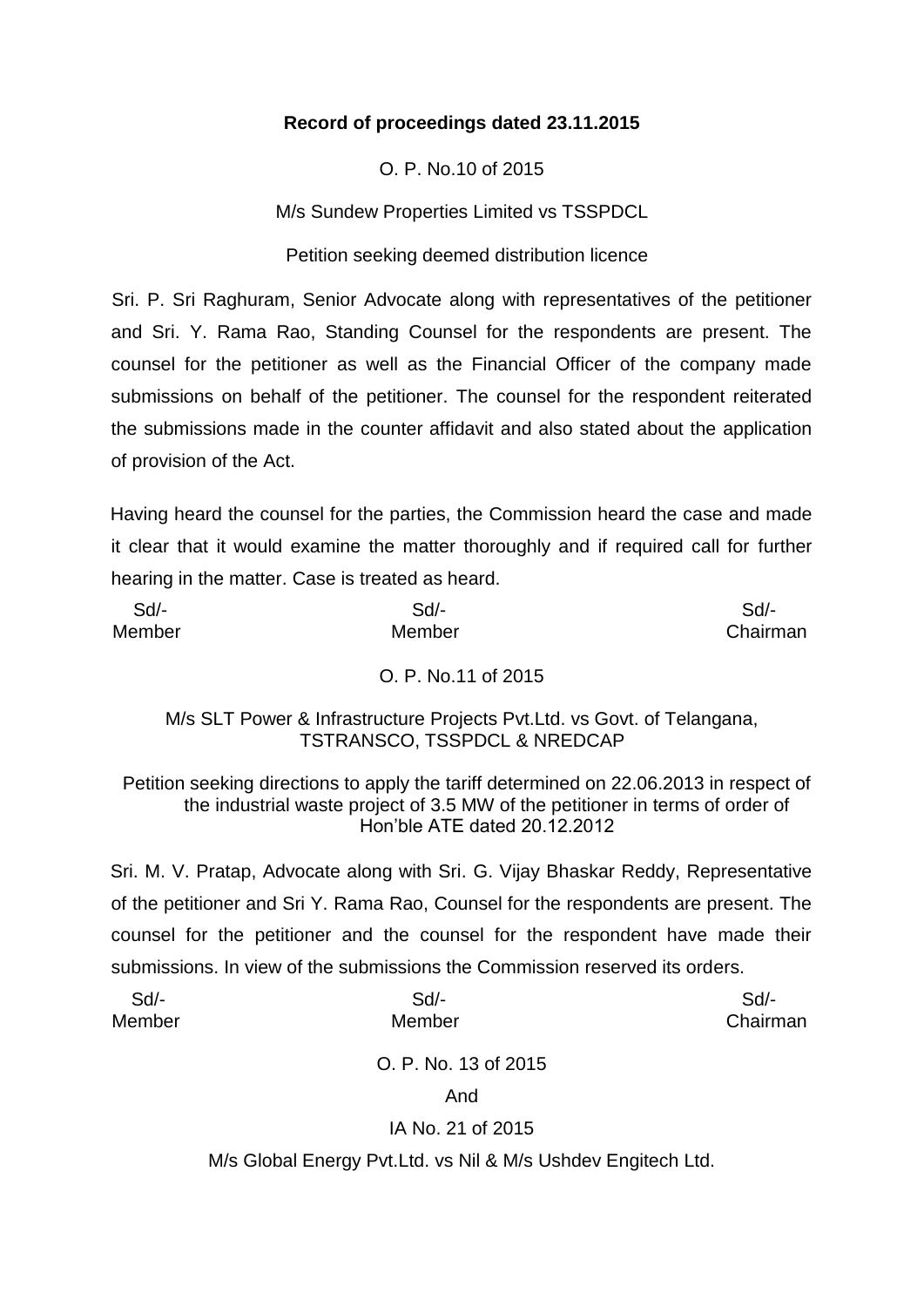**Record of proceedings dated 23.11.2015**

O. P. No.10 of 2015

M/s Sundew Properties Limited vs TSSPDCL

Petition seeking deemed distribution licence

Sri. P. Sri Raghuram, Senior Advocate along with representatives of the petitioner and Sri. Y. Rama Rao, Standing Counsel for the respondents are present. The counsel for the petitioner as well as the Financial Officer of the company made submissions on behalf of the petitioner. The counsel for the respondent reiterated the submissions made in the counter affidavit and also stated about the application of provision of the Act.

Having heard the counsel for the parties, the Commission heard the case and made it clear that it would examine the matter thoroughly and if required call for further hearing in the matter. Case is treated as heard.

| Sd/- | Sd/- | Sd/- |
|---|---|---|
| Member | Member | Chairman |

O. P. No.11 of 2015

M/s SLT Power & Infrastructure Projects Pvt.Ltd. vs Govt. of Telangana, TSTRANSCO, TSSPDCL & NREDCAP

Petition seeking directions to apply the tariff determined on 22.06.2013 in respect of the industrial waste project of 3.5 MW of the petitioner in terms of order of Hon'ble ATE dated 20.12.2012

Sri. M. V. Pratap, Advocate along with Sri. G. Vijay Bhaskar Reddy, Representative of the petitioner and Sri Y. Rama Rao, Counsel for the respondents are present. The counsel for the petitioner and the counsel for the respondent have made their submissions. In view of the submissions the Commission reserved its orders.

| Sd/- | Sd/- | Sd/- |
|---|---|---|
| Member | Member | Chairman |

O. P. No. 13 of 2015

And

IA No. 21 of 2015

M/s Global Energy Pvt.Ltd. vs Nil & M/s Ushdev Engitech Ltd.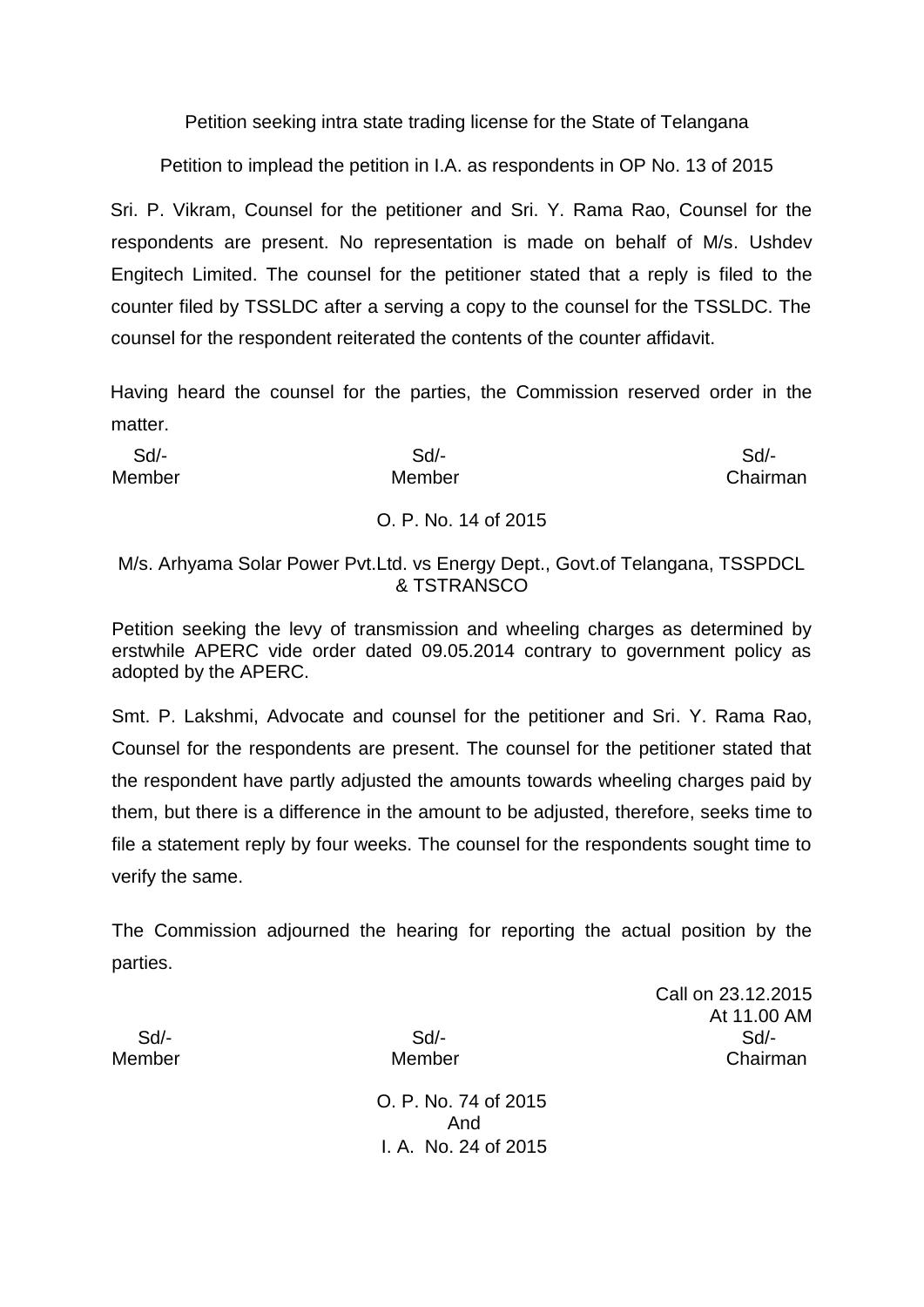Petition seeking intra state trading license for the State of Telangana

Petition to implead the petition in I.A. as respondents in OP No. 13 of 2015

Sri. P. Vikram, Counsel for the petitioner and Sri. Y. Rama Rao, Counsel for the respondents are present. No representation is made on behalf of M/s. Ushdev Engitech Limited. The counsel for the petitioner stated that a reply is filed to the counter filed by TSSLDC after a serving a copy to the counsel for the TSSLDC. The counsel for the respondent reiterated the contents of the counter affidavit.

Having heard the counsel for the parties, the Commission reserved order in the matter.

| Sd/- | Sd/- | Sd/- |
|---|---|---|
| Member | Member | Chairman |

O. P. No. 14 of 2015

M/s. Arhyama Solar Power Pvt.Ltd. vs Energy Dept., Govt.of Telangana, TSSPDCL & TSTRANSCO

Petition seeking the levy of transmission and wheeling charges as determined by erstwhile APERC vide order dated 09.05.2014 contrary to government policy as adopted by the APERC.

Smt. P. Lakshmi, Advocate and counsel for the petitioner and Sri. Y. Rama Rao, Counsel for the respondents are present. The counsel for the petitioner stated that the respondent have partly adjusted the amounts towards wheeling charges paid by them, but there is a difference in the amount to be adjusted, therefore, seeks time to file a statement reply by four weeks. The counsel for the respondents sought time to verify the same.

The Commission adjourned the hearing for reporting the actual position by the parties.

Call on 23.12.2015
At 11.00 AM

| Sd/- | Sd/- | Sd/- |
|---|---|---|
| Member | Member | Chairman |

O. P. No. 74 of 2015
And
I. A. No. 24 of 2015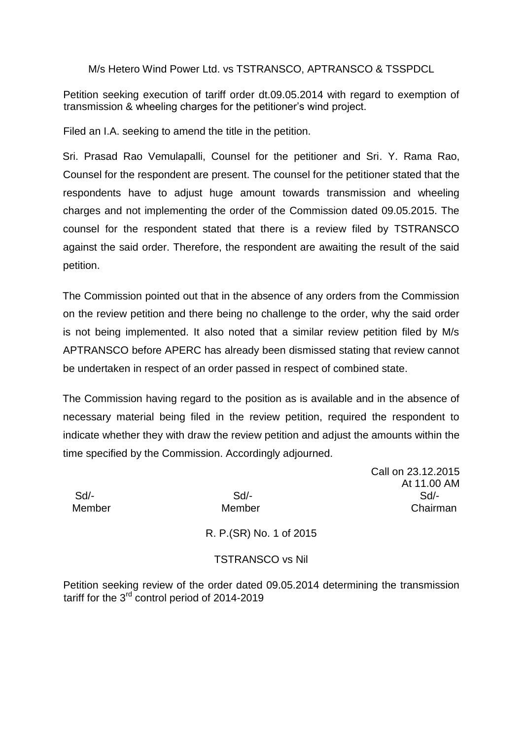M/s Hetero Wind Power Ltd. vs TSTRANSCO, APTRANSCO & TSSPDCL

Petition seeking execution of tariff order dt.09.05.2014 with regard to exemption of transmission & wheeling charges for the petitioner's wind project.

Filed an I.A. seeking to amend the title in the petition.

Sri. Prasad Rao Vemulapalli, Counsel for the petitioner and Sri. Y. Rama Rao, Counsel for the respondent are present. The counsel for the petitioner stated that the respondents have to adjust huge amount towards transmission and wheeling charges and not implementing the order of the Commission dated 09.05.2015. The counsel for the respondent stated that there is a review filed by TSTRANSCO against the said order. Therefore, the respondent are awaiting the result of the said petition.

The Commission pointed out that in the absence of any orders from the Commission on the review petition and there being no challenge to the order, why the said order is not being implemented. It also noted that a similar review petition filed by M/s APTRANSCO before APERC has already been dismissed stating that review cannot be undertaken in respect of an order passed in respect of combined state.

The Commission having regard to the position as is available and in the absence of necessary material being filed in the review petition, required the respondent to indicate whether they with draw the review petition and adjust the amounts within the time specified by the Commission. Accordingly adjourned.

Call on 23.12.2015
At 11.00 AM

| Sd/- | Sd/- | Sd/- |
|---|---|---|
| Member | Member | Chairman |

R. P.(SR) No. 1 of 2015

TSTRANSCO vs Nil

Petition seeking review of the order dated 09.05.2014 determining the transmission tariff for the 3rd control period of 2014-2019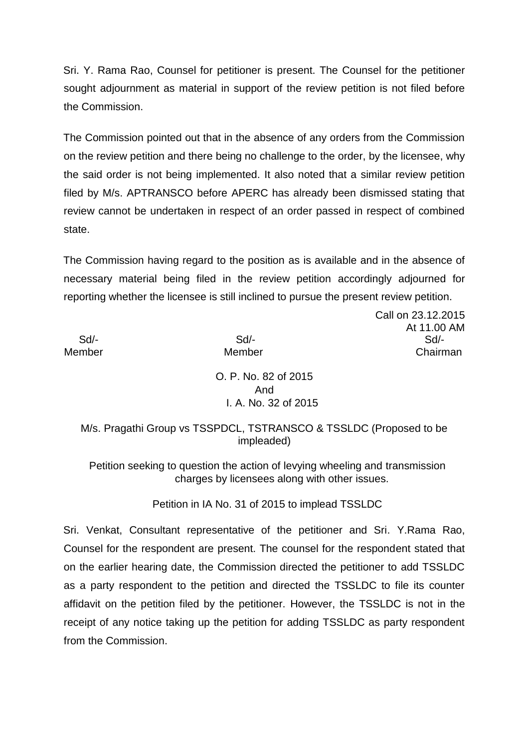Sri. Y. Rama Rao, Counsel for petitioner is present. The Counsel for the petitioner sought adjournment as material in support of the review petition is not filed before the Commission.

The Commission pointed out that in the absence of any orders from the Commission on the review petition and there being no challenge to the order, by the licensee, why the said order is not being implemented. It also noted that a similar review petition filed by M/s. APTRANSCO before APERC has already been dismissed stating that review cannot be undertaken in respect of an order passed in respect of combined state.

The Commission having regard to the position as is available and in the absence of necessary material being filed in the review petition accordingly adjourned for reporting whether the licensee is still inclined to pursue the present review petition.

Call on 23.12.2015
At 11.00 AM

| Sd/- | Sd/- | Sd/- |
|---|---|---|
| Member | Member | Chairman |

O. P. No. 82 of 2015
And
I. A. No. 32 of 2015

M/s. Pragathi Group vs TSSPDCL, TSTRANSCO & TSSLDC (Proposed to be impleaded)

Petition seeking to question the action of levying wheeling and transmission charges by licensees along with other issues.

Petition in IA No. 31 of 2015 to implead TSSLDC

Sri. Venkat, Consultant representative of the petitioner and Sri. Y.Rama Rao, Counsel for the respondent are present. The counsel for the respondent stated that on the earlier hearing date, the Commission directed the petitioner to add TSSLDC as a party respondent to the petition and directed the TSSLDC to file its counter affidavit on the petition filed by the petitioner. However, the TSSLDC is not in the receipt of any notice taking up the petition for adding TSSLDC as party respondent from the Commission.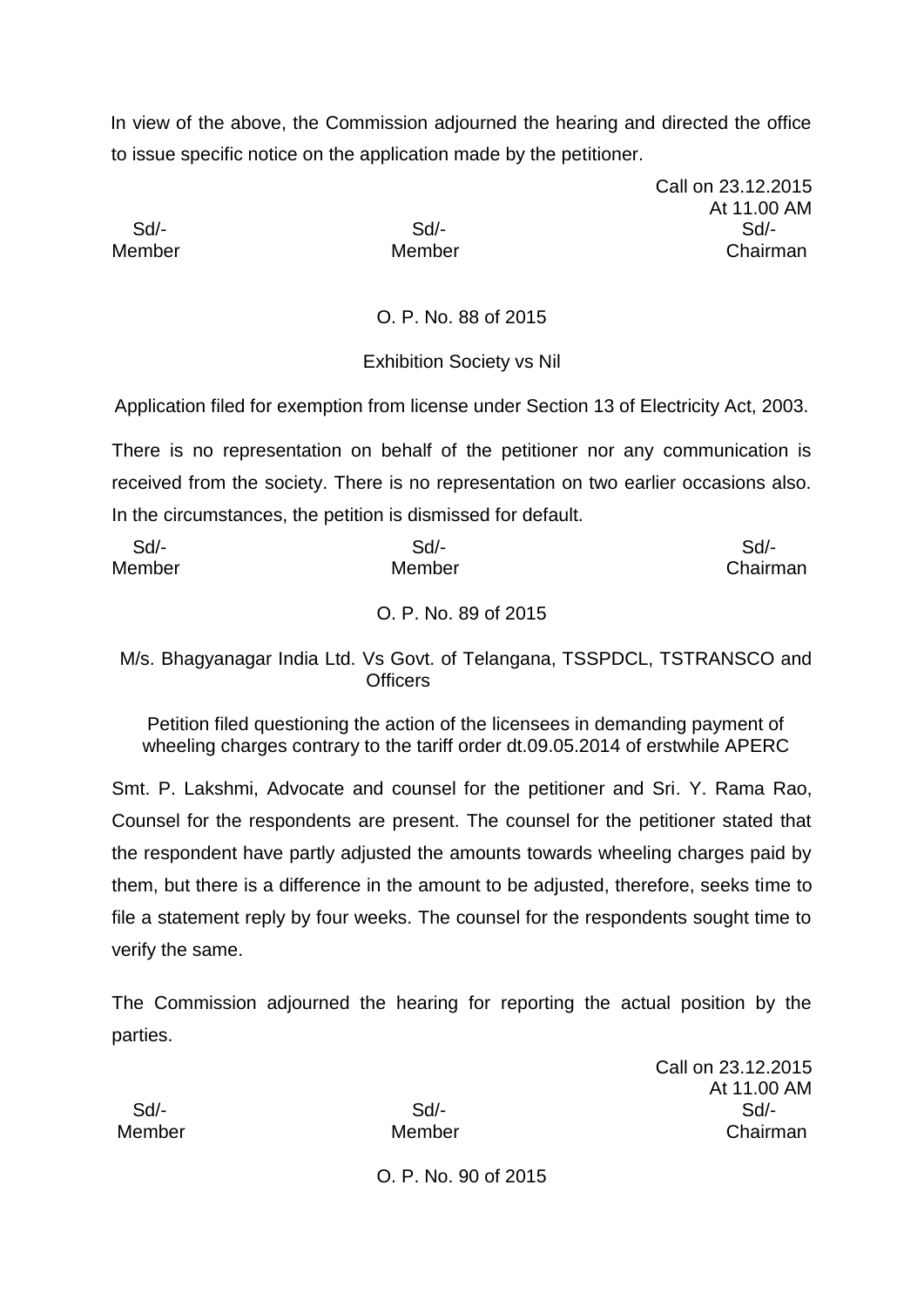In view of the above, the Commission adjourned the hearing and directed the office to issue specific notice on the application made by the petitioner.

Call on 23.12.2015
At 11.00 AM

| Sd/- | Sd/- | Sd/- |
|---|---|---|
| Member | Member | Chairman |

O. P. No. 88 of 2015

Exhibition Society vs Nil

Application filed for exemption from license under Section 13 of Electricity Act, 2003.

There is no representation on behalf of the petitioner nor any communication is received from the society. There is no representation on two earlier occasions also. In the circumstances, the petition is dismissed for default.

| Sd/- | Sd/- | Sd/- |
|---|---|---|
| Member | Member | Chairman |

O. P. No. 89 of 2015

M/s. Bhagyanagar India Ltd. Vs Govt. of Telangana, TSSPDCL, TSTRANSCO and Officers

Petition filed questioning the action of the licensees in demanding payment of wheeling charges contrary to the tariff order dt.09.05.2014 of erstwhile APERC

Smt. P. Lakshmi, Advocate and counsel for the petitioner and Sri. Y. Rama Rao, Counsel for the respondents are present. The counsel for the petitioner stated that the respondent have partly adjusted the amounts towards wheeling charges paid by them, but there is a difference in the amount to be adjusted, therefore, seeks time to file a statement reply by four weeks. The counsel for the respondents sought time to verify the same.

The Commission adjourned the hearing for reporting the actual position by the parties.

Call on 23.12.2015
At 11.00 AM

| Sd/- | Sd/- | Sd/- |
|---|---|---|
| Member | Member | Chairman |

O. P. No. 90 of 2015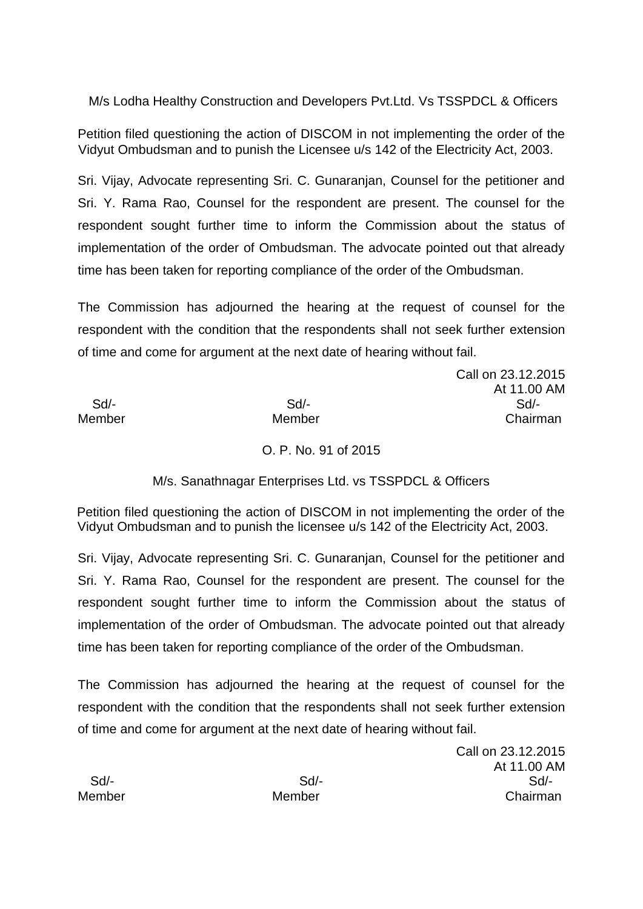M/s Lodha Healthy Construction and Developers Pvt.Ltd. Vs TSSPDCL & Officers

Petition filed questioning the action of DISCOM in not implementing the order of the Vidyut Ombudsman and to punish the Licensee u/s 142 of the Electricity Act, 2003.

Sri. Vijay, Advocate representing Sri. C. Gunaranjan, Counsel for the petitioner and Sri. Y. Rama Rao, Counsel for the respondent are present. The counsel for the respondent sought further time to inform the Commission about the status of implementation of the order of Ombudsman. The advocate pointed out that already time has been taken for reporting compliance of the order of the Ombudsman.

The Commission has adjourned the hearing at the request of counsel for the respondent with the condition that the respondents shall not seek further extension of time and come for argument at the next date of hearing without fail.

Call on 23.12.2015
At 11.00 AM

| Sd/- | Sd/- | Sd/- |
|---|---|---|
| Member | Member | Chairman |

O. P. No. 91 of 2015

M/s. Sanathnagar Enterprises Ltd. vs TSSPDCL & Officers

Petition filed questioning the action of DISCOM in not implementing the order of the Vidyut Ombudsman and to punish the licensee u/s 142 of the Electricity Act, 2003.

Sri. Vijay, Advocate representing Sri. C. Gunaranjan, Counsel for the petitioner and Sri. Y. Rama Rao, Counsel for the respondent are present. The counsel for the respondent sought further time to inform the Commission about the status of implementation of the order of Ombudsman. The advocate pointed out that already time has been taken for reporting compliance of the order of the Ombudsman.

The Commission has adjourned the hearing at the request of counsel for the respondent with the condition that the respondents shall not seek further extension of time and come for argument at the next date of hearing without fail.

Call on 23.12.2015
At 11.00 AM

| Sd/- | Sd/- | Sd/- |
|---|---|---|
| Member | Member | Chairman |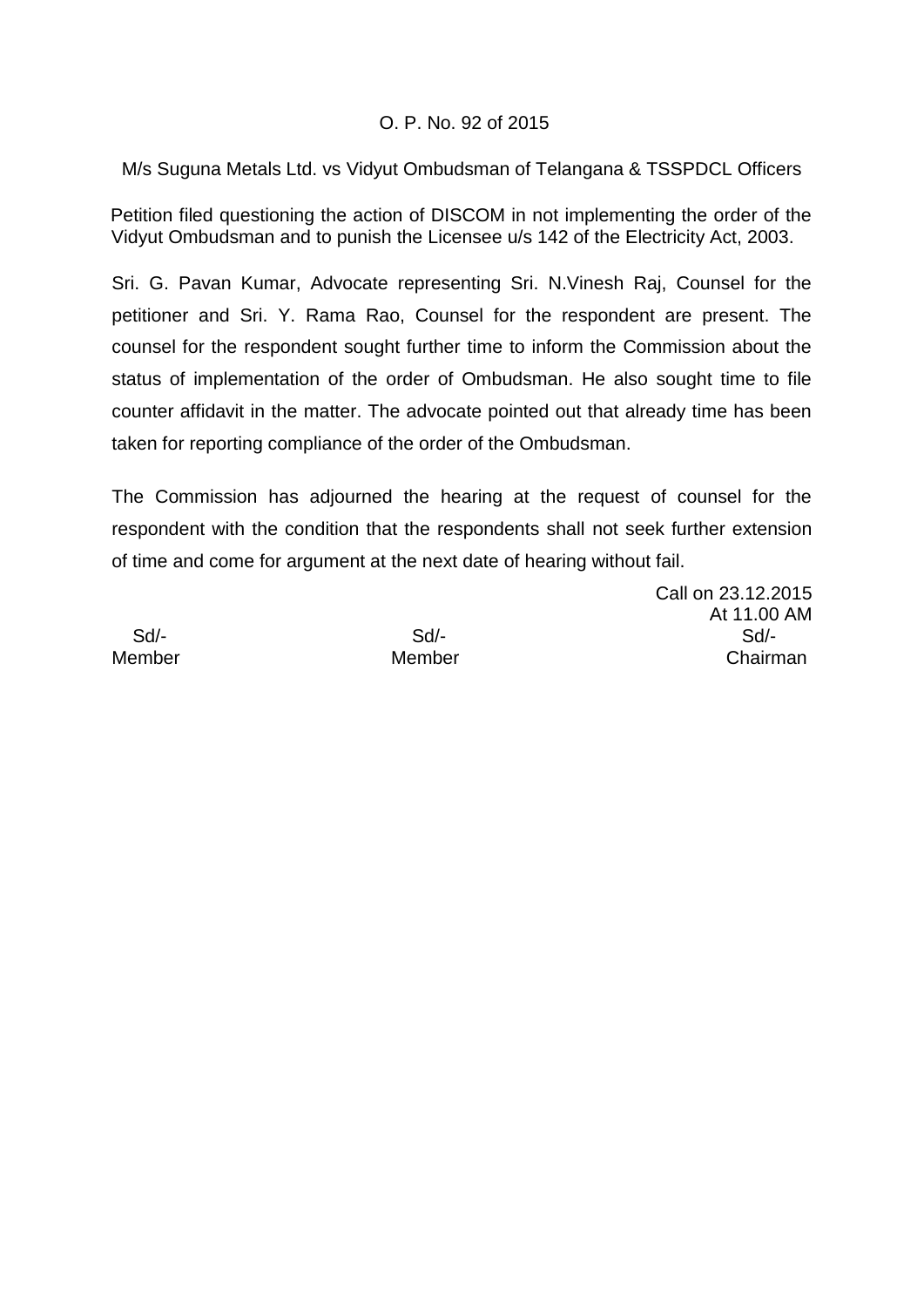O. P. No. 92 of 2015

M/s Suguna Metals Ltd. vs Vidyut Ombudsman of Telangana & TSSPDCL Officers

Petition filed questioning the action of DISCOM in not implementing the order of the Vidyut Ombudsman and to punish the Licensee u/s 142 of the Electricity Act, 2003.

Sri. G. Pavan Kumar, Advocate representing Sri. N.Vinesh Raj, Counsel for the petitioner and Sri. Y. Rama Rao, Counsel for the respondent are present. The counsel for the respondent sought further time to inform the Commission about the status of implementation of the order of Ombudsman. He also sought time to file counter affidavit in the matter. The advocate pointed out that already time has been taken for reporting compliance of the order of the Ombudsman.

The Commission has adjourned the hearing at the request of counsel for the respondent with the condition that the respondents shall not seek further extension of time and come for argument at the next date of hearing without fail.

Call on 23.12.2015
At 11.00 AM

| | | |
|---|---|---|
| Sd/- | Sd/- | Sd/- |
| Member | Member | Chairman |